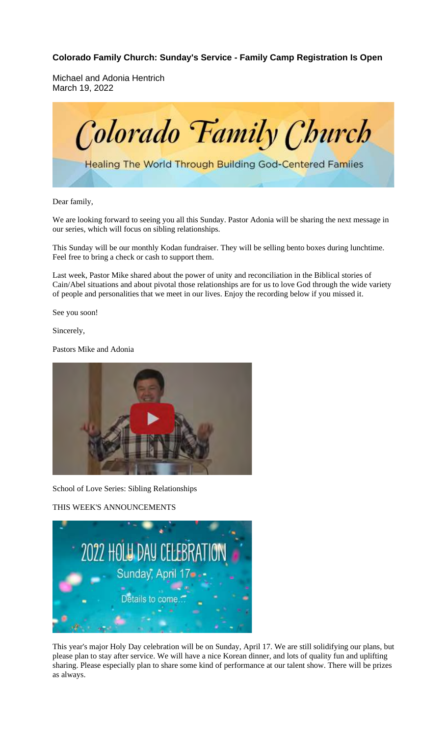**Colorado Family Church: Sunday's Service - Family Camp Registration Is Open**

Michael and Adonia Hentrich
March 19, 2022

Colorado Family Church

Healing The World Through Building God-Centered Famiies

Dear family,

We are looking forward to seeing you all this Sunday. Pastor Adonia will be sharing the next message in our series, which will focus on sibling relationships.

This Sunday will be our monthly Kodan fundraiser. They will be selling bento boxes during lunchtime. Feel free to bring a check or cash to support them.

Last week, Pastor Mike shared about the power of unity and reconciliation in the Biblical stories of Cain/Abel situations and about pivotal those relationships are for us to love God through the wide variety of people and personalities that we meet in our lives. Enjoy the recording below if you missed it.

See you soon!

Sincerely,

Pastors Mike and Adonia

School of Love Series: Sibling Relationships

THIS WEEK'S ANNOUNCEMENTS

2022 HOLY DAY CELEBRATION

Sunday, April 17

Details to come...

This year's major Holy Day celebration will be on Sunday, April 17. We are still solidifying our plans, but please plan to stay after service. We will have a nice Korean dinner, and lots of quality fun and uplifting sharing. Please especially plan to share some kind of performance at our talent show. There will be prizes as always.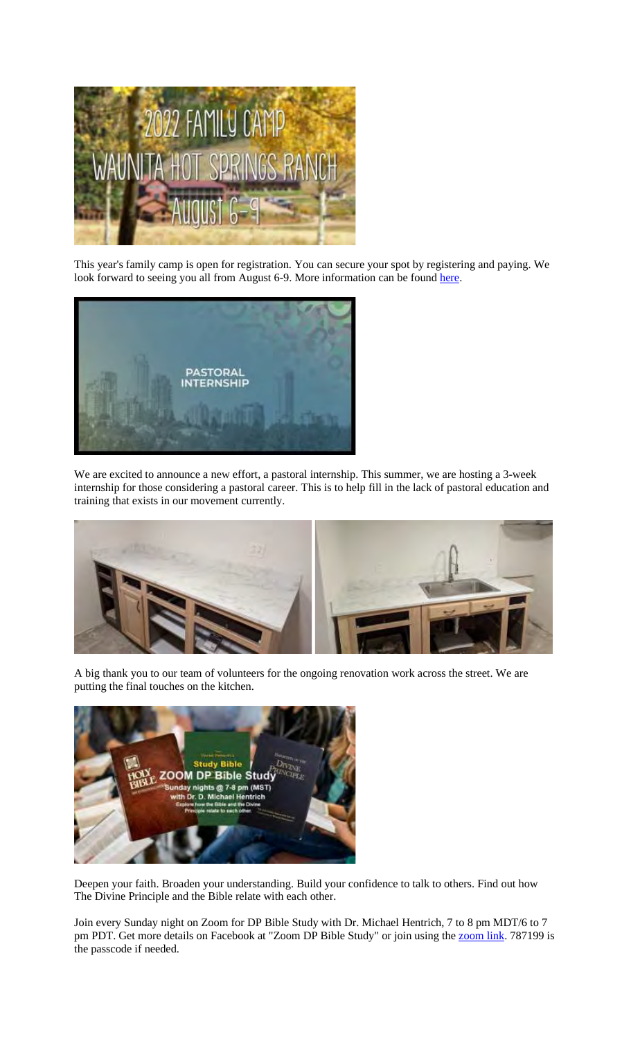This year's family camp is open for registration. You can secure your spot by registering and paying. We look forward to seeing you all from August 6-9. More information can be found here.

We are excited to announce a new effort, a pastoral internship. This summer, we are hosting a 3-week internship for those considering a pastoral career. This is to help fill in the lack of pastoral education and training that exists in our movement currently.

A big thank you to our team of volunteers for the ongoing renovation work across the street. We are putting the final touches on the kitchen.

Deepen your faith. Broaden your understanding. Build your confidence to talk to others. Find out how The Divine Principle and the Bible relate with each other.

Join every Sunday night on Zoom for DP Bible Study with Dr. Michael Hentrich, 7 to 8 pm MDT/6 to 7 pm PDT. Get more details on Facebook at "Zoom DP Bible Study" or join using the zoom link. 787199 is the passcode if needed.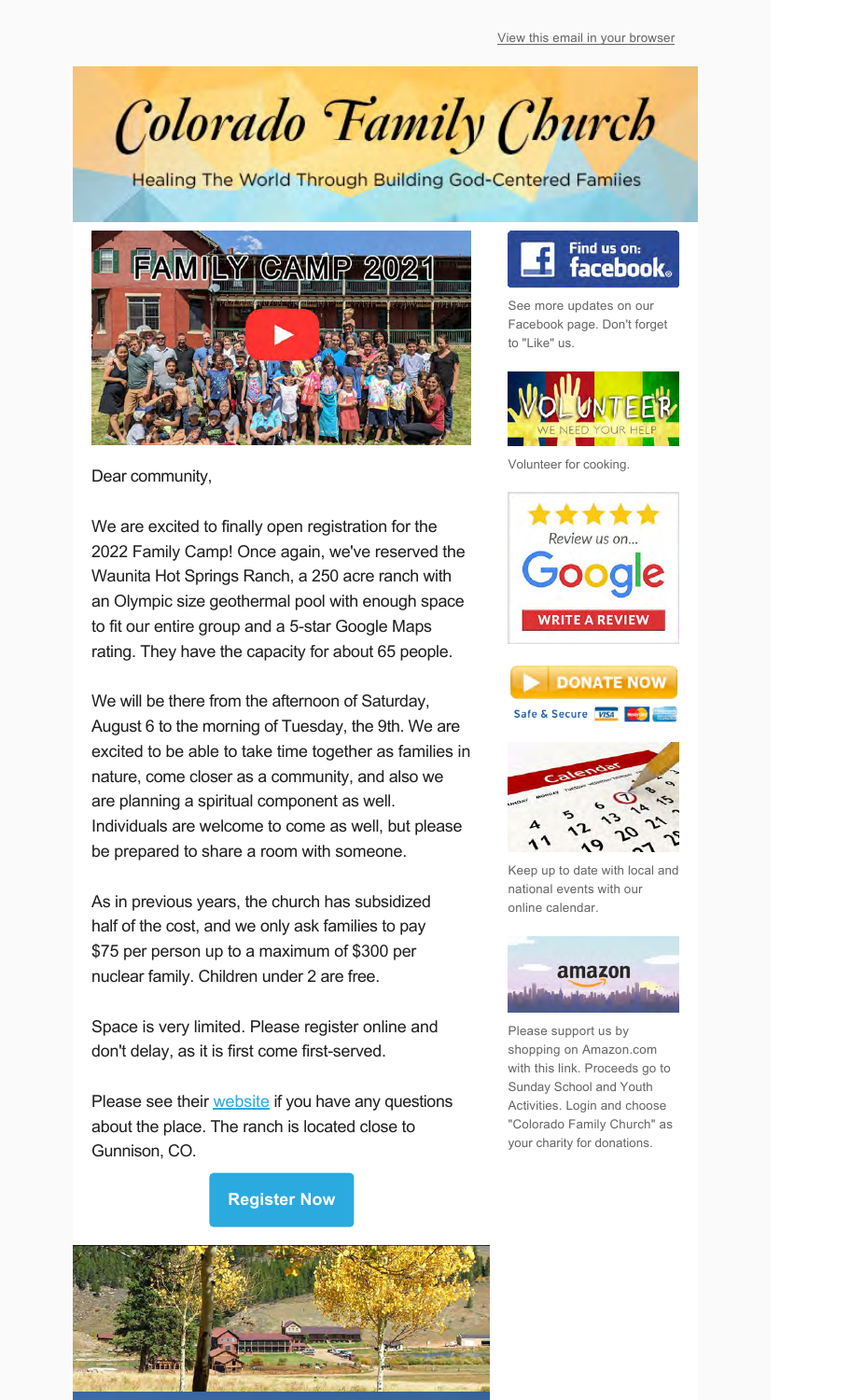View this email in your browser

# Colorado Family Church

Healing The World Through Building God-Centered Families

FAMILY CAMP 2021

Dear community,

We are excited to finally open registration for the 2022 Family Camp! Once again, we've reserved the Waunita Hot Springs Ranch, a 250 acre ranch with an Olympic size geothermal pool with enough space to fit our entire group and a 5-star Google Maps rating. They have the capacity for about 65 people.

We will be there from the afternoon of Saturday, August 6 to the morning of Tuesday, the 9th. We are excited to be able to take time together as families in nature, come closer as a community, and also we are planning a spiritual component as well. Individuals are welcome to come as well, but please be prepared to share a room with someone.

As in previous years, the church has subsidized half of the cost, and we only ask families to pay $75 per person up to a maximum of $300 per nuclear family. Children under 2 are free.

Space is very limited. Please register online and don't delay, as it is first come first-served.

Please see their website if you have any questions about the place. The ranch is located close to Gunnison, CO.

**Register Now**

Find us on: facebook

See more updates on our Facebook page. Don't forget to "Like" us.

VOLUNTEER
WE NEED YOUR HELP

Volunteer for cooking.

Review us on... Google
WRITE A REVIEW

DONATE NOW
Safe & Secure

Keep up to date with local and national events with our online calendar.

amazon

Please support us by shopping on Amazon.com with this link. Proceeds go to Sunday School and Youth Activities. Login and choose "Colorado Family Church" as your charity for donations.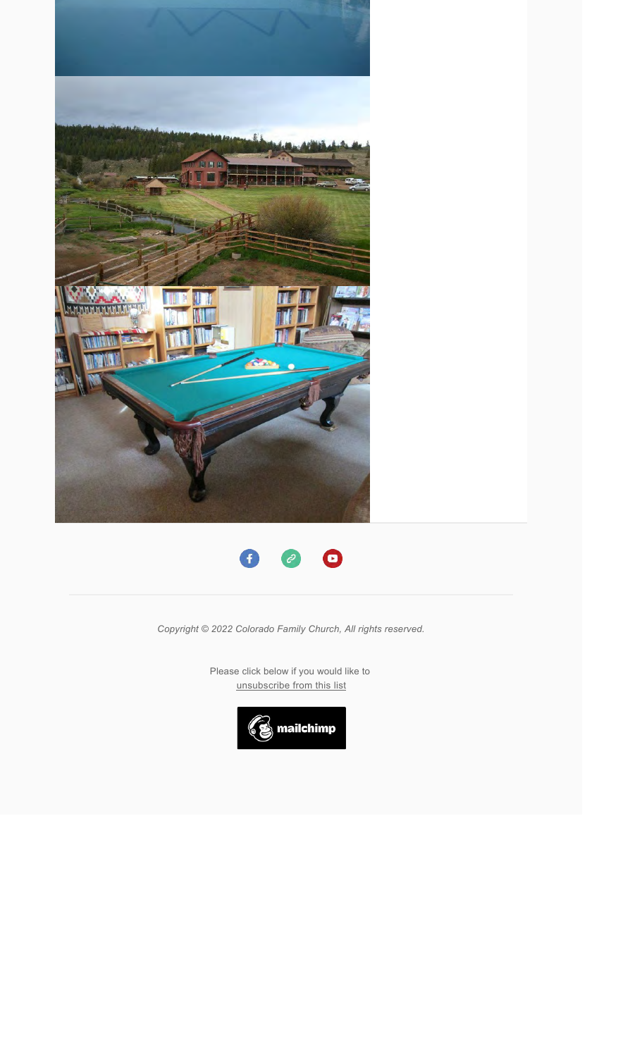*Copyright © 2022 Colorado Family Church, All rights reserved.*

Please click below if you would like to
unsubscribe from this list